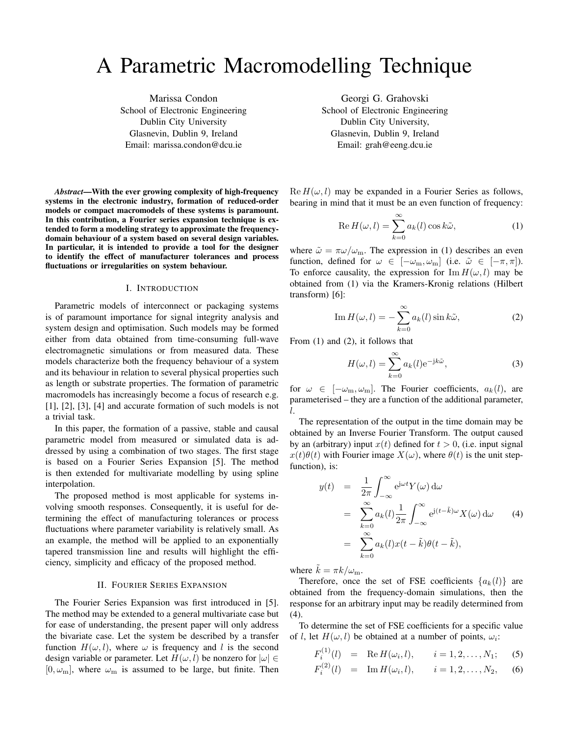# A Parametric Macromodelling Technique

Marissa Condon
School of Electronic Engineering
Dublin City University
Glasnevin, Dublin 9, Ireland
Email: marissa.condon@dcu.ie

Georgi G. Grahovski
School of Electronic Engineering
Dublin City University,
Glasnevin, Dublin 9, Ireland
Email: grah@eeng.dcu.ie

***Abstract*—With the ever growing complexity of high-frequency systems in the electronic industry, formation of reduced-order models or compact macromodels of these systems is paramount. In this contribution, a Fourier series expansion technique is extended to form a modeling strategy to approximate the frequency-domain behaviour of a system based on several design variables. In particular, it is intended to provide a tool for the designer to identify the effect of manufacturer tolerances and process fluctuations or irregularities on system behaviour.**

## I. Introduction

Parametric models of interconnect or packaging systems is of paramount importance for signal integrity analysis and system design and optimisation. Such models may be formed either from data obtained from time-consuming full-wave electromagnetic simulations or from measured data. These models characterize both the frequency behaviour of a system and its behaviour in relation to several physical properties such as length or substrate properties. The formation of parametric macromodels has increasingly become a focus of research e.g. [1], [2], [3], [4] and accurate formation of such models is not a trivial task.

In this paper, the formation of a passive, stable and causal parametric model from measured or simulated data is addressed by using a combination of two stages. The first stage is based on a Fourier Series Expansion [5]. The method is then extended for multivariate modelling by using spline interpolation.

The proposed method is most applicable for systems involving smooth responses. Consequently, it is useful for determining the effect of manufacturing tolerances or process fluctuations where parameter variability is relatively small. As an example, the method will be applied to an exponentially tapered transmission line and results will highlight the efficiency, simplicity and efficacy of the proposed method.

## II. Fourier Series Expansion

The Fourier Series Expansion was first introduced in [5]. The method may be extended to a general multivariate case but for ease of understanding, the present paper will only address the bivariate case. Let the system be described by a transfer function $H(\omega, l)$, where $\omega$ is frequency and $l$ is the second design variable or parameter. Let $H(\omega, l)$ be nonzero for $|\omega| \in [0, \omega_{\rm m}]$, where $\omega_{\rm m}$ is assumed to be large, but finite. Then $\operatorname{Re} H(\omega, l)$ may be expanded in a Fourier Series as follows, bearing in mind that it must be an even function of frequency:

$$\operatorname{Re} H(\omega, l) = \sum_{k=0}^{\infty} a_k(l) \cos k\tilde{\omega}, \tag{1}$$

where $\tilde{\omega} = \pi\omega/\omega_{\rm m}$. The expression in (1) describes an even function, defined for $\omega \in [-\omega_{\rm m}, \omega_{\rm m}]$ (i.e. $\tilde{\omega} \in [-\pi, \pi]$). To enforce causality, the expression for $\operatorname{Im} H(\omega, l)$ may be obtained from (1) via the Kramers-Kronig relations (Hilbert transform) [6]:

$$\operatorname{Im} H(\omega, l) = -\sum_{k=0}^{\infty} a_k(l) \sin k\tilde{\omega}, \tag{2}$$

From (1) and (2), it follows that

$$H(\omega, l) = \sum_{k=0}^{\infty} a_k(l) \mathrm{e}^{-\mathrm{j}k\tilde{\omega}}, \tag{3}$$

for $\omega \in [-\omega_{\rm m}, \omega_{\rm m}]$. The Fourier coefficients, $a_k(l)$, are parameterised – they are a function of the additional parameter, $l$.

The representation of the output in the time domain may be obtained by an Inverse Fourier Transform. The output caused by an (arbitrary) input $x(t)$ defined for $t > 0$, (i.e. input signal $x(t)\theta(t)$ with Fourier image $X(\omega)$, where $\theta(t)$ is the unit step-function), is:

$$\begin{aligned} y(t) &= \frac{1}{2\pi} \int_{-\infty}^{\infty} \mathrm{e}^{\mathrm{j}\omega t} Y(\omega)\, \mathrm{d}\omega \\ &= \sum_{k=0}^{\infty} a_k(l) \frac{1}{2\pi} \int_{-\infty}^{\infty} \mathrm{e}^{\mathrm{j}(t-\tilde{k})\omega} X(\omega)\, \mathrm{d}\omega \\ &= \sum_{k=0}^{\infty} a_k(l) x(t-\tilde{k})\theta(t-\tilde{k}), \end{aligned} \tag{4}$$

where $\tilde{k} = \pi k/\omega_{\rm m}$.

Therefore, once the set of FSE coefficients $\{a_k(l)\}$ are obtained from the frequency-domain simulations, then the response for an arbitrary input may be readily determined from (4).

To determine the set of FSE coefficients for a specific value of $l$, let $H(\omega, l)$ be obtained at a number of points, $\omega_i$:

$$F_i^{(1)}(l) = \operatorname{Re} H(\omega_i, l), \qquad i = 1, 2, \ldots, N_1; \tag{5}$$

$$F_i^{(2)}(l) = \operatorname{Im} H(\omega_i, l), \qquad i = 1, 2, \ldots, N_2, \tag{6}$$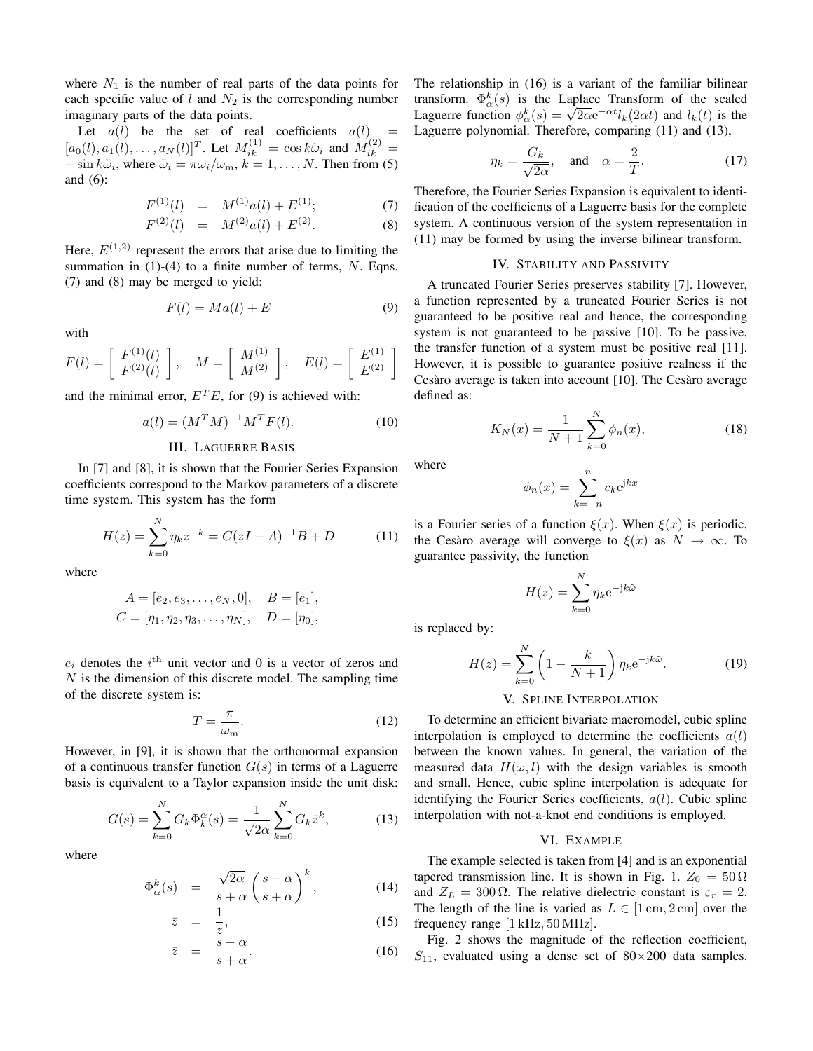where $N_1$ is the number of real parts of the data points for each specific value of $l$ and $N_2$ is the corresponding number imaginary parts of the data points.

Let $a(l)$ be the set of real coefficients $a(l) = [a_0(l), a_1(l), \ldots, a_N(l)]^T$. Let $M^{(1)}_{ik} = \cos k\tilde{\omega}_i$ and $M^{(2)}_{ik} = -\sin k\tilde{\omega}_i$, where $\tilde{\omega}_i = \pi\omega_i/\omega_{\mathrm{m}}$, $k = 1, \ldots, N$. Then from (5) and (6):

$$
\begin{aligned}
F^{(1)}(l) &= M^{(1)}a(l) + E^{(1)}; \qquad (7)\\
F^{(2)}(l) &= M^{(2)}a(l) + E^{(2)}. \qquad (8)
\end{aligned}
$$

Here, $E^{(1,2)}$ represent the errors that arise due to limiting the summation in (1)-(4) to a finite number of terms, $N$. Eqns. (7) and (8) may be merged to yield:

$$
F(l) = Ma(l) + E \qquad (9)
$$

with

$$
F(l) = \begin{bmatrix} F^{(1)}(l) \\ F^{(2)}(l) \end{bmatrix}, \quad M = \begin{bmatrix} M^{(1)} \\ M^{(2)} \end{bmatrix}, \quad E(l) = \begin{bmatrix} E^{(1)} \\ E^{(2)} \end{bmatrix}
$$

and the minimal error, $E^TE$, for (9) is achieved with:

$$
a(l) = (M^TM)^{-1}M^TF(l). \qquad (10)
$$

## III. Laguerre Basis

In [7] and [8], it is shown that the Fourier Series Expansion coefficients correspond to the Markov parameters of a discrete time system. This system has the form

$$
H(z) = \sum_{k=0}^{N} \eta_k z^{-k} = C(zI - A)^{-1}B + D \qquad (11)
$$

where

$$
\begin{aligned}
A &= [e_2, e_3, \ldots, e_N, 0], \quad B = [e_1],\\
C &= [\eta_1, \eta_2, \eta_3, \ldots, \eta_N], \quad D = [\eta_0],
\end{aligned}
$$

$e_i$ denotes the $i^{\mathrm{th}}$ unit vector and 0 is a vector of zeros and $N$ is the dimension of this discrete model. The sampling time of the discrete system is:

$$
T = \frac{\pi}{\omega_{\mathrm{m}}}. \qquad (12)
$$

However, in [9], it is shown that the orthonormal expansion of a continuous transfer function $G(s)$ in terms of a Laguerre basis is equivalent to a Taylor expansion inside the unit disk:

$$
G(s) = \sum_{k=0}^{N} G_k \Phi^{\alpha}_k(s) = \frac{1}{\sqrt{2\alpha}} \sum_{k=0}^{N} G_k \bar{z}^k, \qquad (13)
$$

where

$$
\begin{aligned}
\Phi^k_{\alpha}(s) &= \frac{\sqrt{2\alpha}}{s+\alpha}\left(\frac{s-\alpha}{s+\alpha}\right)^k, \qquad (14)\\
\bar{z} &= \frac{1}{z}, \qquad (15)\\
\bar{z} &= \frac{s-\alpha}{s+\alpha}. \qquad (16)
\end{aligned}
$$

The relationship in (16) is a variant of the familiar bilinear transform. $\Phi^k_{\alpha}(s)$ is the Laplace Transform of the scaled Laguerre function $\phi^k_{\alpha}(s) = \sqrt{2\alpha}\mathrm{e}^{-\alpha t} l_k(2\alpha t)$ and $l_k(t)$ is the Laguerre polynomial. Therefore, comparing (11) and (13),

$$
\eta_k = \frac{G_k}{\sqrt{2\alpha}}, \quad \text{and} \quad \alpha = \frac{2}{T}. \qquad (17)
$$

Therefore, the Fourier Series Expansion is equivalent to identification of the coefficients of a Laguerre basis for the complete system. A continuous version of the system representation in (11) may be formed by using the inverse bilinear transform.

## IV. Stability and Passivity

A truncated Fourier Series preserves stability [7]. However, a function represented by a truncated Fourier Series is not guaranteed to be positive real and hence, the corresponding system is not guaranteed to be passive [10]. To be passive, the transfer function of a system must be positive real [11]. However, it is possible to guarantee positive realness if the Cesàro average is taken into account [10]. The Cesàro average defined as:

$$
K_N(x) = \frac{1}{N+1} \sum_{k=0}^{N} \phi_n(x), \qquad (18)
$$

where

$$
\phi_n(x) = \sum_{k=-n}^{n} c_k \mathrm{e}^{\mathrm{j}kx}
$$

is a Fourier series of a function $\xi(x)$. When $\xi(x)$ is periodic, the Cesàro average will converge to $\xi(x)$ as $N \to \infty$. To guarantee passivity, the function

$$
H(z) = \sum_{k=0}^{N} \eta_k \mathrm{e}^{-\mathrm{j}k\tilde{\omega}}
$$

is replaced by:

$$
H(z) = \sum_{k=0}^{N} \left(1 - \frac{k}{N+1}\right) \eta_k \mathrm{e}^{-\mathrm{j}k\tilde{\omega}}. \qquad (19)
$$

## V. Spline Interpolation

To determine an efficient bivariate macromodel, cubic spline interpolation is employed to determine the coefficients $a(l)$ between the known values. In general, the variation of the measured data $H(\omega, l)$ with the design variables is smooth and small. Hence, cubic spline interpolation is adequate for identifying the Fourier Series coefficients, $a(l)$. Cubic spline interpolation with not-a-knot end conditions is employed.

## VI. Example

The example selected is taken from [4] and is an exponential tapered transmission line. It is shown in Fig. 1. $Z_0 = 50\,\Omega$ and $Z_L = 300\,\Omega$. The relative dielectric constant is $\varepsilon_r = 2$. The length of the line is varied as $L \in [1\,\mathrm{cm}, 2\,\mathrm{cm}]$ over the frequency range $[1\,\mathrm{kHz}, 50\,\mathrm{MHz}]$.

Fig. 2 shows the magnitude of the reflection coefficient, $S_{11}$, evaluated using a dense set of $80{\times}200$ data samples.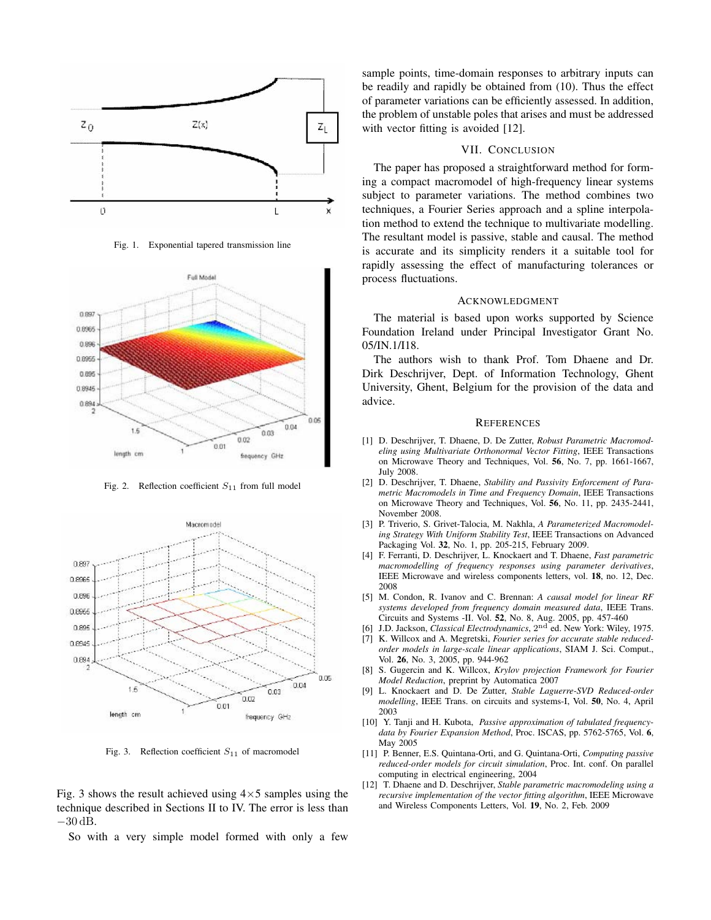Z0

Z(x)

ZL

0

L

x

Fig. 1. Exponential tapered transmission line

Full Model

0.897

0.8965

0.896

0.8955

0.895

0.8945

0.894

2

1.5

1

length cm

0.01

0.02

0.03

0.04

0.05

frequency GHz

Fig. 2. Reflection coefficient $S_{11}$ from full model

Macromodel

0.897

0.8965

0.896

0.8955

0.895

0.8945

0.894

2

1.5

1

length cm

0.01

0.02

0.03

0.04

0.05

frequency GHz

Fig. 3. Reflection coefficient $S_{11}$ of macromodel

Fig. 3 shows the result achieved using $4\times5$ samples using the technique described in Sections II to IV. The error is less than $-30\,\mathrm{dB}$.

So with a very simple model formed with only a few sample points, time-domain responses to arbitrary inputs can be readily and rapidly be obtained from (10). Thus the effect of parameter variations can be efficiently assessed. In addition, the problem of unstable poles that arises and must be addressed with vector fitting is avoided [12].

## VII. Conclusion

The paper has proposed a straightforward method for forming a compact macromodel of high-frequency linear systems subject to parameter variations. The method combines two techniques, a Fourier Series approach and a spline interpolation method to extend the technique to multivariate modelling. The resultant model is passive, stable and causal. The method is accurate and its simplicity renders it a suitable tool for rapidly assessing the effect of manufacturing tolerances or process fluctuations.

## Acknowledgment

The material is based upon works supported by Science Foundation Ireland under Principal Investigator Grant No. 05/IN.1/I18.

The authors wish to thank Prof. Tom Dhaene and Dr. Dirk Deschrijver, Dept. of Information Technology, Ghent University, Ghent, Belgium for the provision of the data and advice.

## References

[1] D. Deschrijver, T. Dhaene, D. De Zutter, *Robust Parametric Macromodeling using Multivariate Orthonormal Vector Fitting*, IEEE Transactions on Microwave Theory and Techniques, Vol. **56**, No. 7, pp. 1661-1667, July 2008.

[2] D. Deschrijver, T. Dhaene, *Stability and Passivity Enforcement of Parametric Macromodels in Time and Frequency Domain*, IEEE Transactions on Microwave Theory and Techniques, Vol. **56**, No. 11, pp. 2435-2441, November 2008.

[3] P. Triverio, S. Grivet-Talocia, M. Nakhla, *A Parameterized Macromodeling Strategy With Uniform Stability Test*, IEEE Transactions on Advanced Packaging Vol. **32**, No. 1, pp. 205-215, February 2009.

[4] F. Ferranti, D. Deschrijver, L. Knockaert and T. Dhaene, *Fast parametric macromodelling of frequency responses using parameter derivatives*, IEEE Microwave and wireless components letters, vol. **18**, no. 12, Dec. 2008

[5] M. Condon, R. Ivanov and C. Brennan: *A causal model for linear RF systems developed from frequency domain measured data*, IEEE Trans. Circuits and Systems -II. Vol. **52**, No. 8, Aug. 2005, pp. 457-460

[6] J.D. Jackson, *Classical Electrodynamics*, $2^{\mathrm{nd}}$ ed. New York: Wiley, 1975.

[7] K. Willcox and A. Megretski, *Fourier series for accurate stable reduced-order models in large-scale linear applications*, SIAM J. Sci. Comput., Vol. **26**, No. 3, 2005, pp. 944-962

[8] S. Gugercin and K. Willcox, *Krylov projection Framework for Fourier Model Reduction*, preprint by Automatica 2007

[9] L. Knockaert and D. De Zutter, *Stable Laguerre-SVD Reduced-order modelling*, IEEE Trans. on circuits and systems-I, Vol. **50**, No. 4, April 2003

[10] Y. Tanji and H. Kubota, *Passive approximation of tabulated frequency-data by Fourier Expansion Method*, Proc. ISCAS, pp. 5762-5765, Vol. **6**, May 2005

[11] P. Benner, E.S. Quintana-Orti, and G. Quintana-Orti, *Computing passive reduced-order models for circuit simulation*, Proc. Int. conf. On parallel computing in electrical engineering, 2004

[12] T. Dhaene and D. Deschrijver, *Stable parametric macromodeling using a recursive implementation of the vector fitting algorithm*, IEEE Microwave and Wireless Components Letters, Vol. **19**, No. 2, Feb. 2009